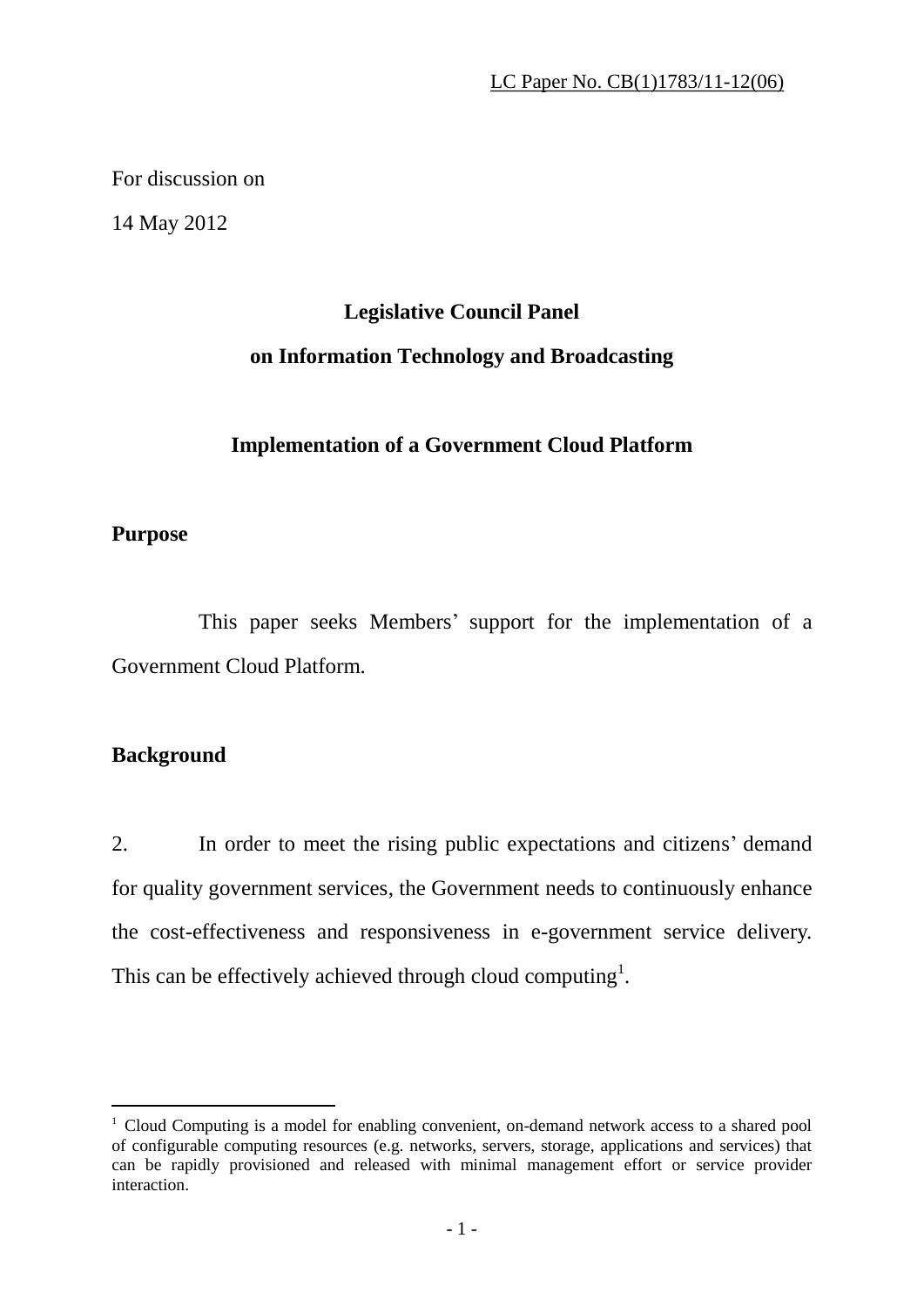LC Paper No. CB(1)1783/11-12(06)

For discussion on

14 May 2012

## Legislative Council Panel on Information Technology and Broadcasting

## Implementation of a Government Cloud Platform

### Purpose

This paper seeks Members' support for the implementation of a Government Cloud Platform.

### Background

2. In order to meet the rising public expectations and citizens' demand for quality government services, the Government needs to continuously enhance the cost-effectiveness and responsiveness in e-government service delivery. This can be effectively achieved through cloud computing[1].

[1] Cloud Computing is a model for enabling convenient, on-demand network access to a shared pool of configurable computing resources (e.g. networks, servers, storage, applications and services) that can be rapidly provisioned and released with minimal management effort or service provider interaction.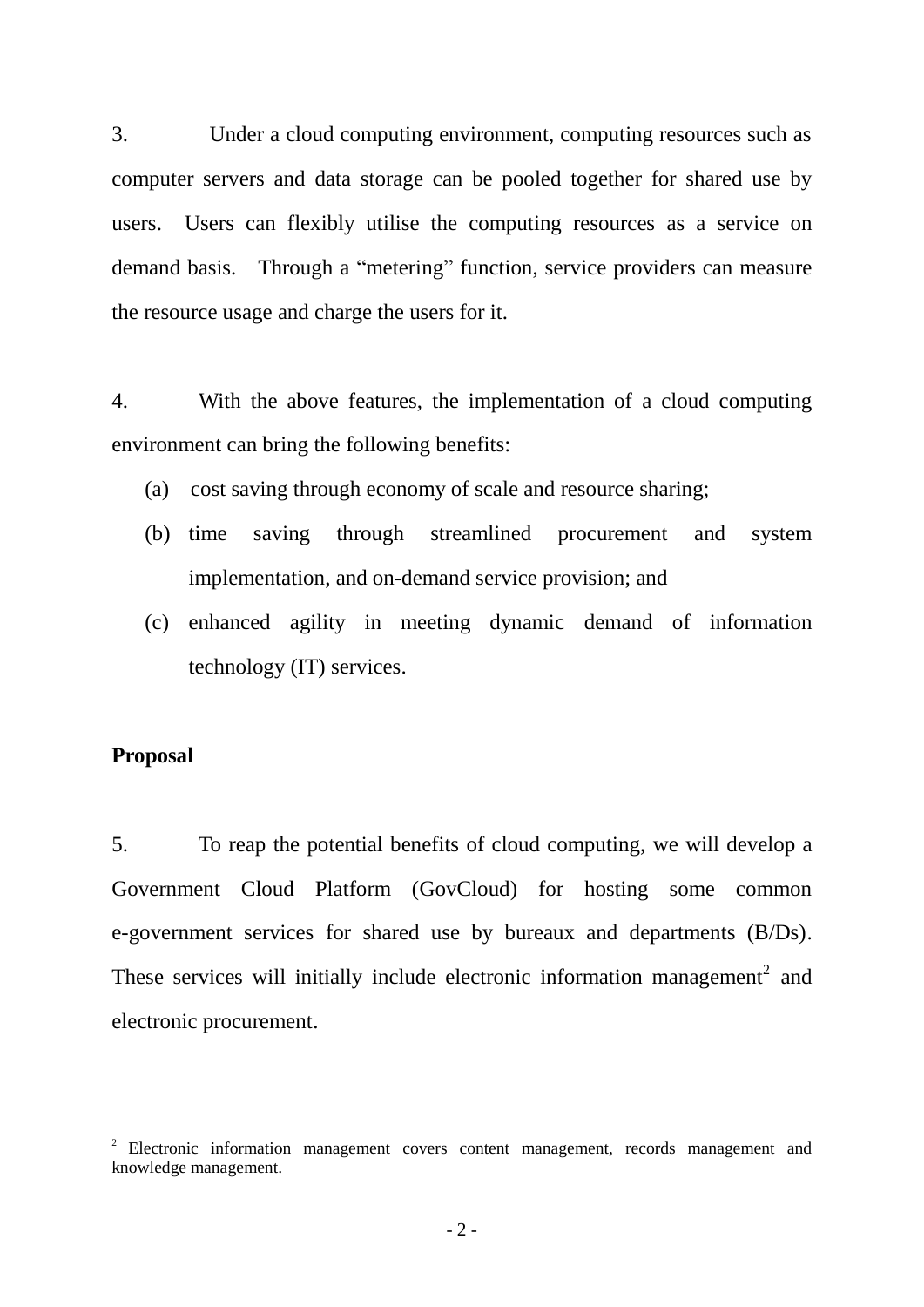3. Under a cloud computing environment, computing resources such as computer servers and data storage can be pooled together for shared use by users. Users can flexibly utilise the computing resources as a service on demand basis. Through a "metering" function, service providers can measure the resource usage and charge the users for it.

4. With the above features, the implementation of a cloud computing environment can bring the following benefits:

(a) cost saving through economy of scale and resource sharing;

(b) time saving through streamlined procurement and system implementation, and on-demand service provision; and

(c) enhanced agility in meeting dynamic demand of information technology (IT) services.

**Proposal**

5. To reap the potential benefits of cloud computing, we will develop a Government Cloud Platform (GovCloud) for hosting some common e-government services for shared use by bureaux and departments (B/Ds). These services will initially include electronic information management[2] and electronic procurement.

---

[2] Electronic information management covers content management, records management and knowledge management.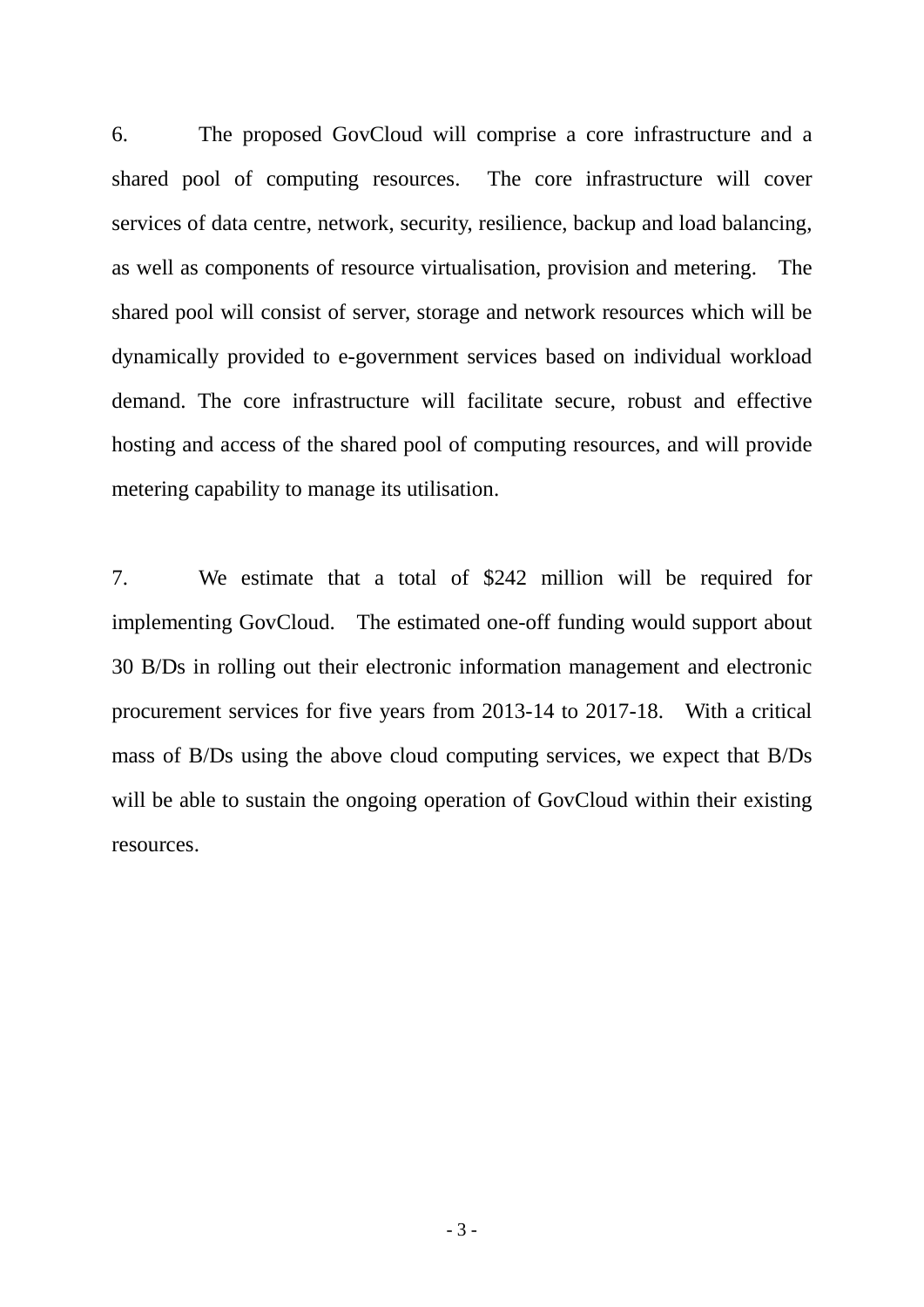6. The proposed GovCloud will comprise a core infrastructure and a shared pool of computing resources. The core infrastructure will cover services of data centre, network, security, resilience, backup and load balancing, as well as components of resource virtualisation, provision and metering. The shared pool will consist of server, storage and network resources which will be dynamically provided to e-government services based on individual workload demand. The core infrastructure will facilitate secure, robust and effective hosting and access of the shared pool of computing resources, and will provide metering capability to manage its utilisation.

7. We estimate that a total of $242 million will be required for implementing GovCloud. The estimated one-off funding would support about 30 B/Ds in rolling out their electronic information management and electronic procurement services for five years from 2013-14 to 2017-18. With a critical mass of B/Ds using the above cloud computing services, we expect that B/Ds will be able to sustain the ongoing operation of GovCloud within their existing resources.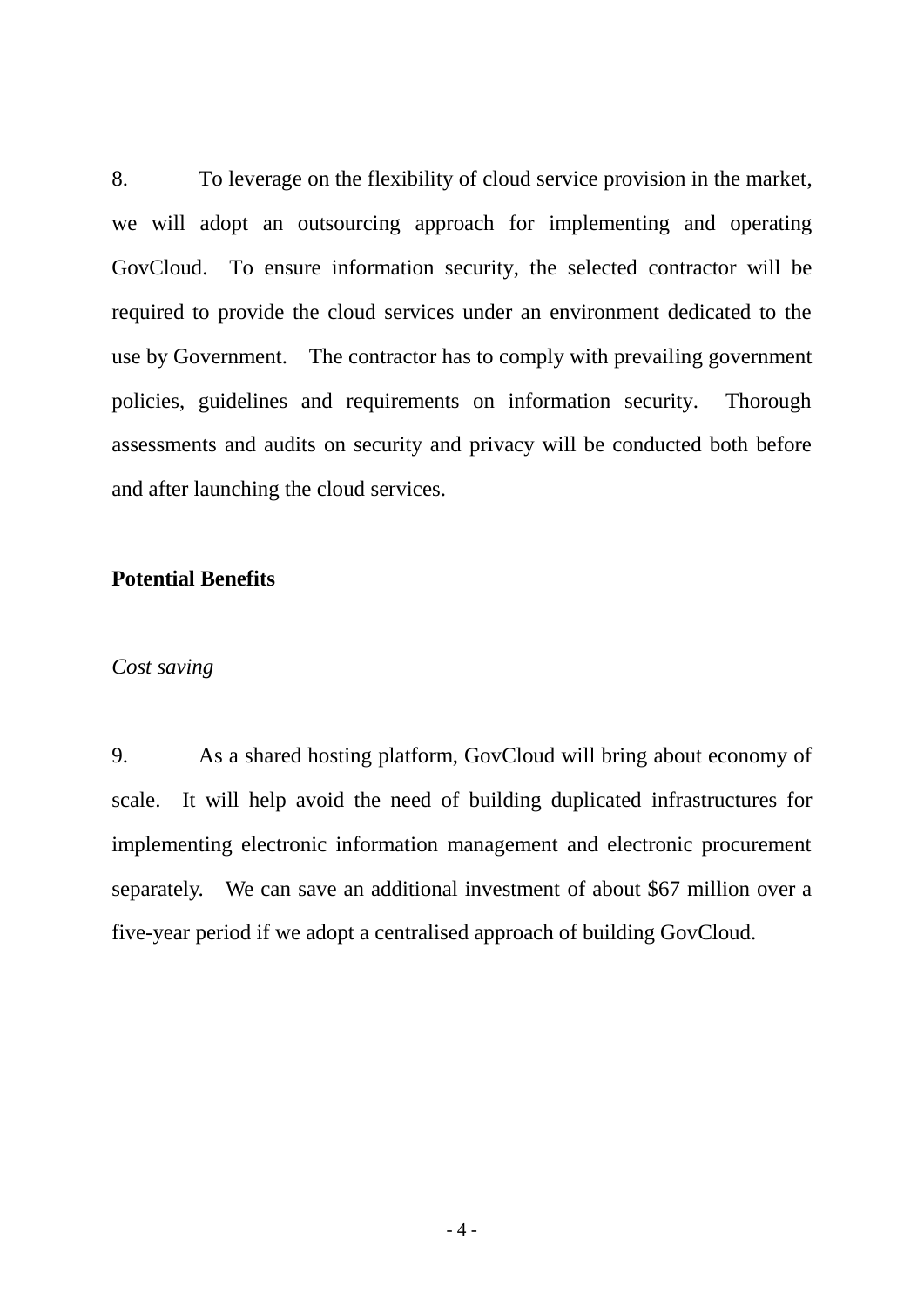8. To leverage on the flexibility of cloud service provision in the market, we will adopt an outsourcing approach for implementing and operating GovCloud. To ensure information security, the selected contractor will be required to provide the cloud services under an environment dedicated to the use by Government. The contractor has to comply with prevailing government policies, guidelines and requirements on information security. Thorough assessments and audits on security and privacy will be conducted both before and after launching the cloud services.

**Potential Benefits**

*Cost saving*

9. As a shared hosting platform, GovCloud will bring about economy of scale. It will help avoid the need of building duplicated infrastructures for implementing electronic information management and electronic procurement separately. We can save an additional investment of about $67 million over a five-year period if we adopt a centralised approach of building GovCloud.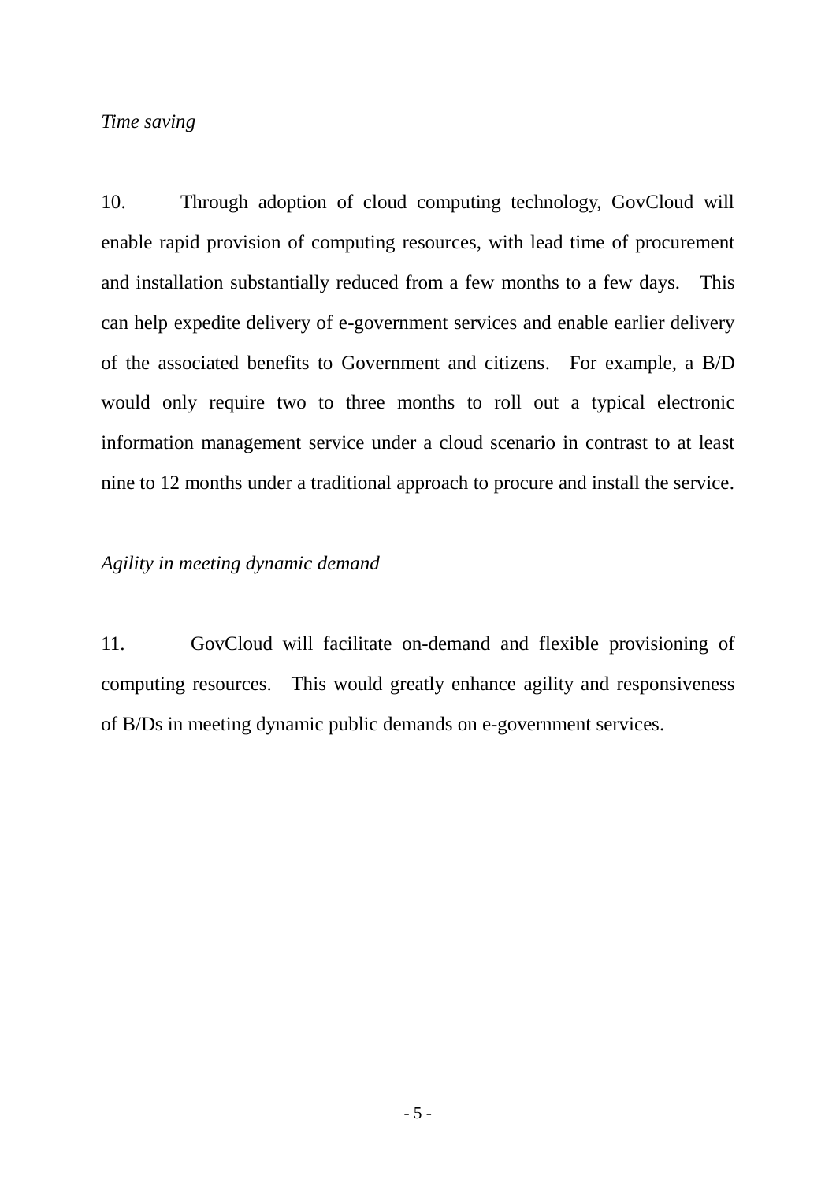*Time saving*

10. Through adoption of cloud computing technology, GovCloud will enable rapid provision of computing resources, with lead time of procurement and installation substantially reduced from a few months to a few days. This can help expedite delivery of e-government services and enable earlier delivery of the associated benefits to Government and citizens. For example, a B/D would only require two to three months to roll out a typical electronic information management service under a cloud scenario in contrast to at least nine to 12 months under a traditional approach to procure and install the service.

*Agility in meeting dynamic demand*

11. GovCloud will facilitate on-demand and flexible provisioning of computing resources. This would greatly enhance agility and responsiveness of B/Ds in meeting dynamic public demands on e-government services.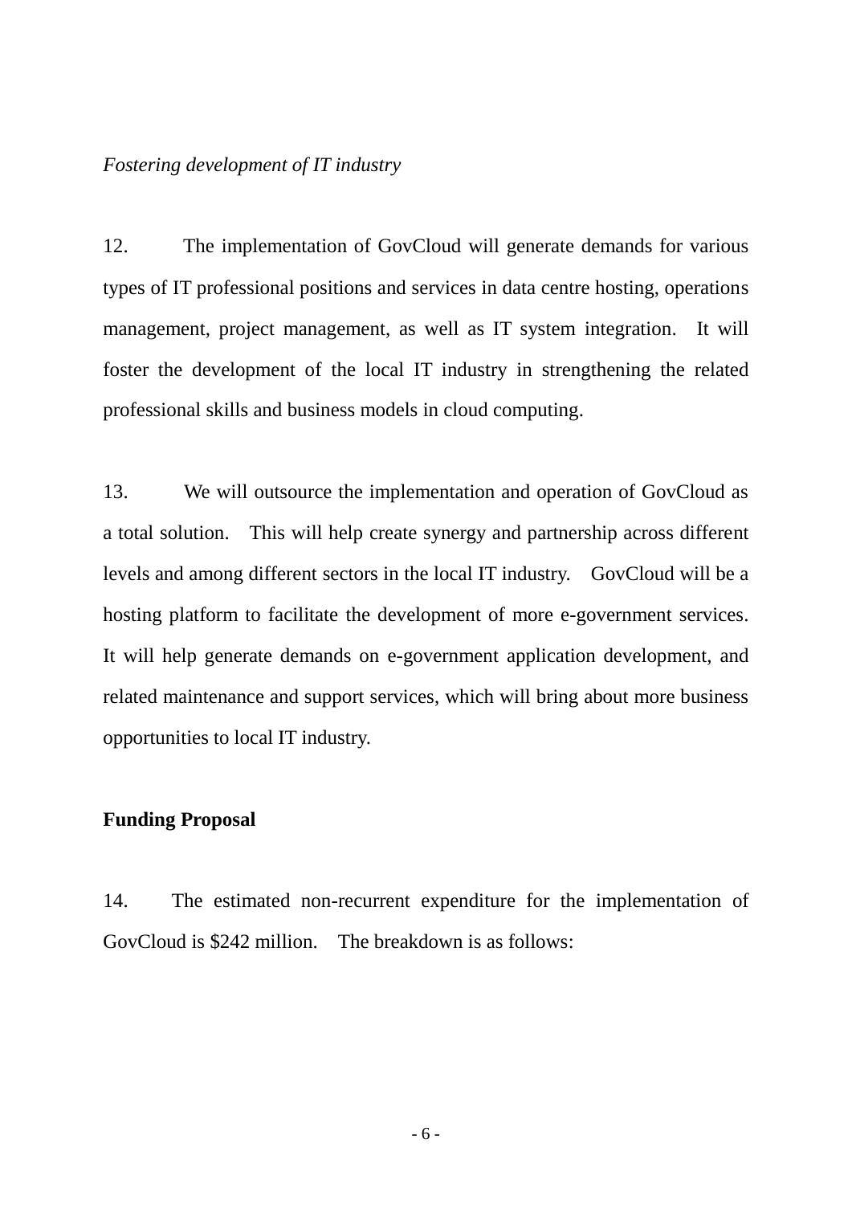*Fostering development of IT industry*

12. The implementation of GovCloud will generate demands for various types of IT professional positions and services in data centre hosting, operations management, project management, as well as IT system integration. It will foster the development of the local IT industry in strengthening the related professional skills and business models in cloud computing.

13. We will outsource the implementation and operation of GovCloud as a total solution. This will help create synergy and partnership across different levels and among different sectors in the local IT industry. GovCloud will be a hosting platform to facilitate the development of more e-government services. It will help generate demands on e-government application development, and related maintenance and support services, which will bring about more business opportunities to local IT industry.

**Funding Proposal**

14. The estimated non-recurrent expenditure for the implementation of GovCloud is $242 million. The breakdown is as follows: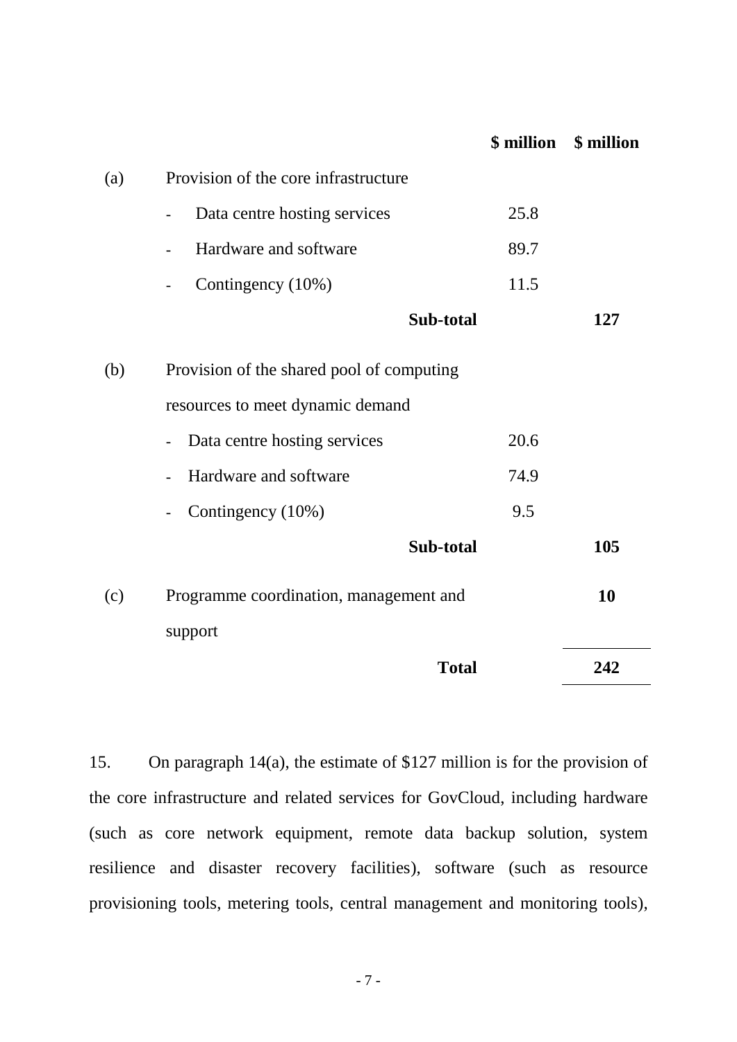| | | $ million | $ million |
|---|---|---|---|
| (a) | Provision of the core infrastructure | | |
| | - Data centre hosting services | 25.8 | |
| | - Hardware and software | 89.7 | |
| | - Contingency (10%) | 11.5 | |
| | **Sub-total** | | **127** |
| (b) | Provision of the shared pool of computing resources to meet dynamic demand | | |
| | - Data centre hosting services | 20.6 | |
| | - Hardware and software | 74.9 | |
| | - Contingency (10%) | 9.5 | |
| | **Sub-total** | | **105** |
| (c) | Programme coordination, management and support | | **10** |
| | **Total** | | **242** |

15. On paragraph 14(a), the estimate of $127 million is for the provision of the core infrastructure and related services for GovCloud, including hardware (such as core network equipment, remote data backup solution, system resilience and disaster recovery facilities), software (such as resource provisioning tools, metering tools, central management and monitoring tools),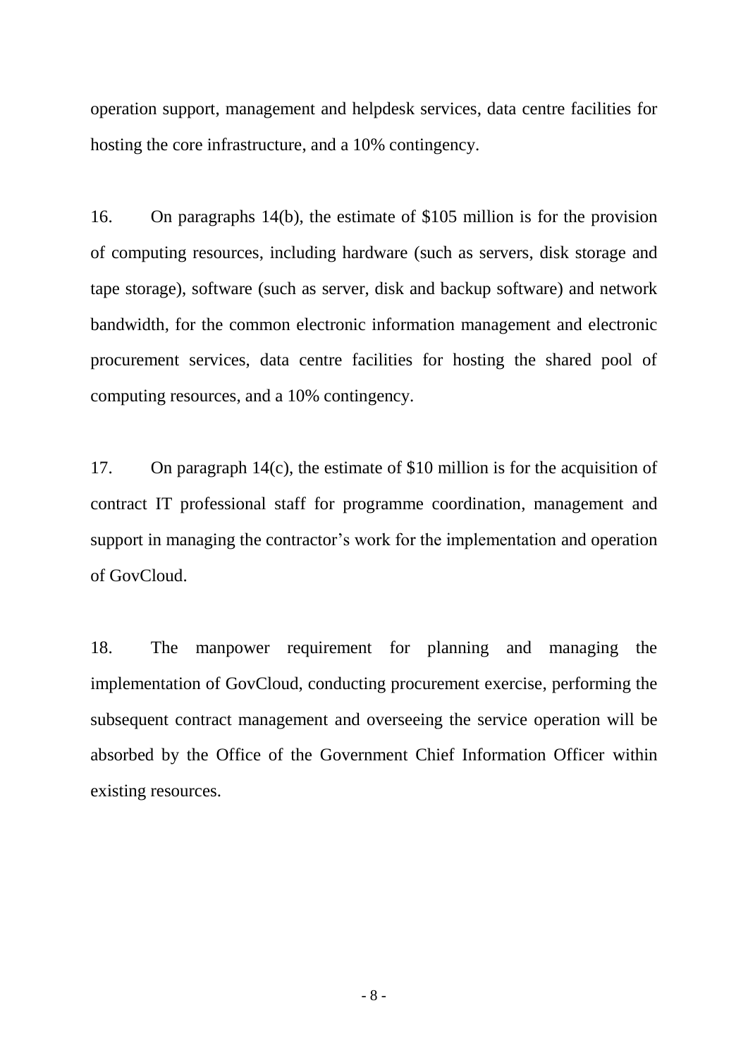operation support, management and helpdesk services, data centre facilities for hosting the core infrastructure, and a 10% contingency.

16. On paragraphs 14(b), the estimate of $105 million is for the provision of computing resources, including hardware (such as servers, disk storage and tape storage), software (such as server, disk and backup software) and network bandwidth, for the common electronic information management and electronic procurement services, data centre facilities for hosting the shared pool of computing resources, and a 10% contingency.

17. On paragraph 14(c), the estimate of $10 million is for the acquisition of contract IT professional staff for programme coordination, management and support in managing the contractor's work for the implementation and operation of GovCloud.

18. The manpower requirement for planning and managing the implementation of GovCloud, conducting procurement exercise, performing the subsequent contract management and overseeing the service operation will be absorbed by the Office of the Government Chief Information Officer within existing resources.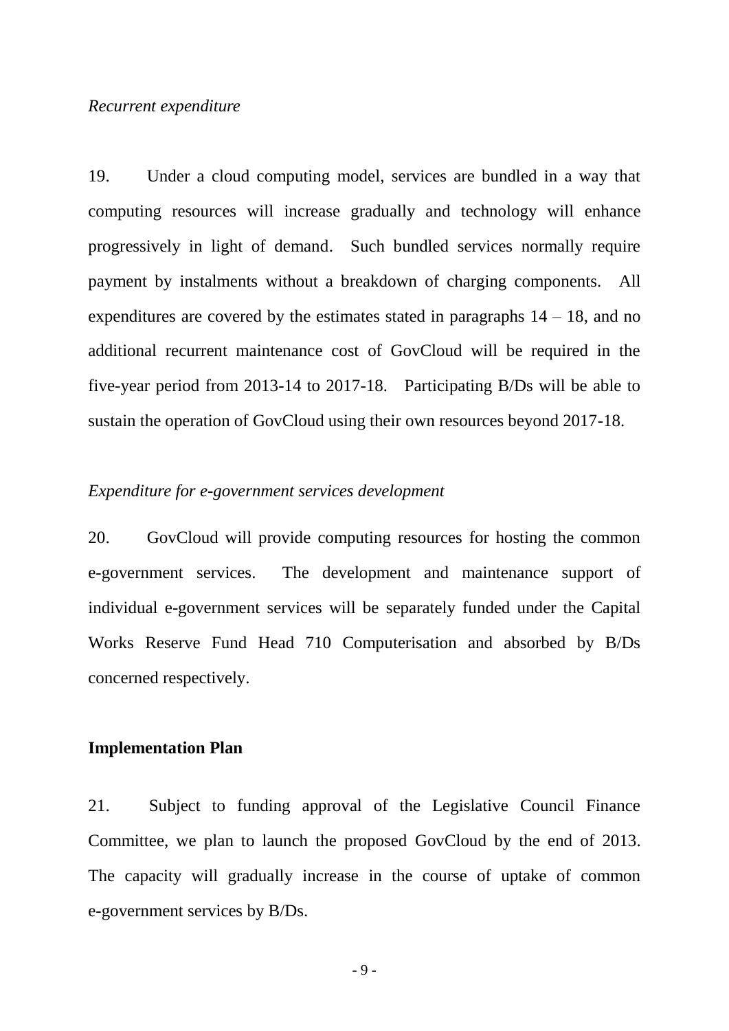*Recurrent expenditure*

19. Under a cloud computing model, services are bundled in a way that computing resources will increase gradually and technology will enhance progressively in light of demand. Such bundled services normally require payment by instalments without a breakdown of charging components. All expenditures are covered by the estimates stated in paragraphs 14 – 18, and no additional recurrent maintenance cost of GovCloud will be required in the five-year period from 2013-14 to 2017-18. Participating B/Ds will be able to sustain the operation of GovCloud using their own resources beyond 2017-18.

*Expenditure for e-government services development*

20. GovCloud will provide computing resources for hosting the common e-government services. The development and maintenance support of individual e-government services will be separately funded under the Capital Works Reserve Fund Head 710 Computerisation and absorbed by B/Ds concerned respectively.

**Implementation Plan**

21. Subject to funding approval of the Legislative Council Finance Committee, we plan to launch the proposed GovCloud by the end of 2013. The capacity will gradually increase in the course of uptake of common e-government services by B/Ds.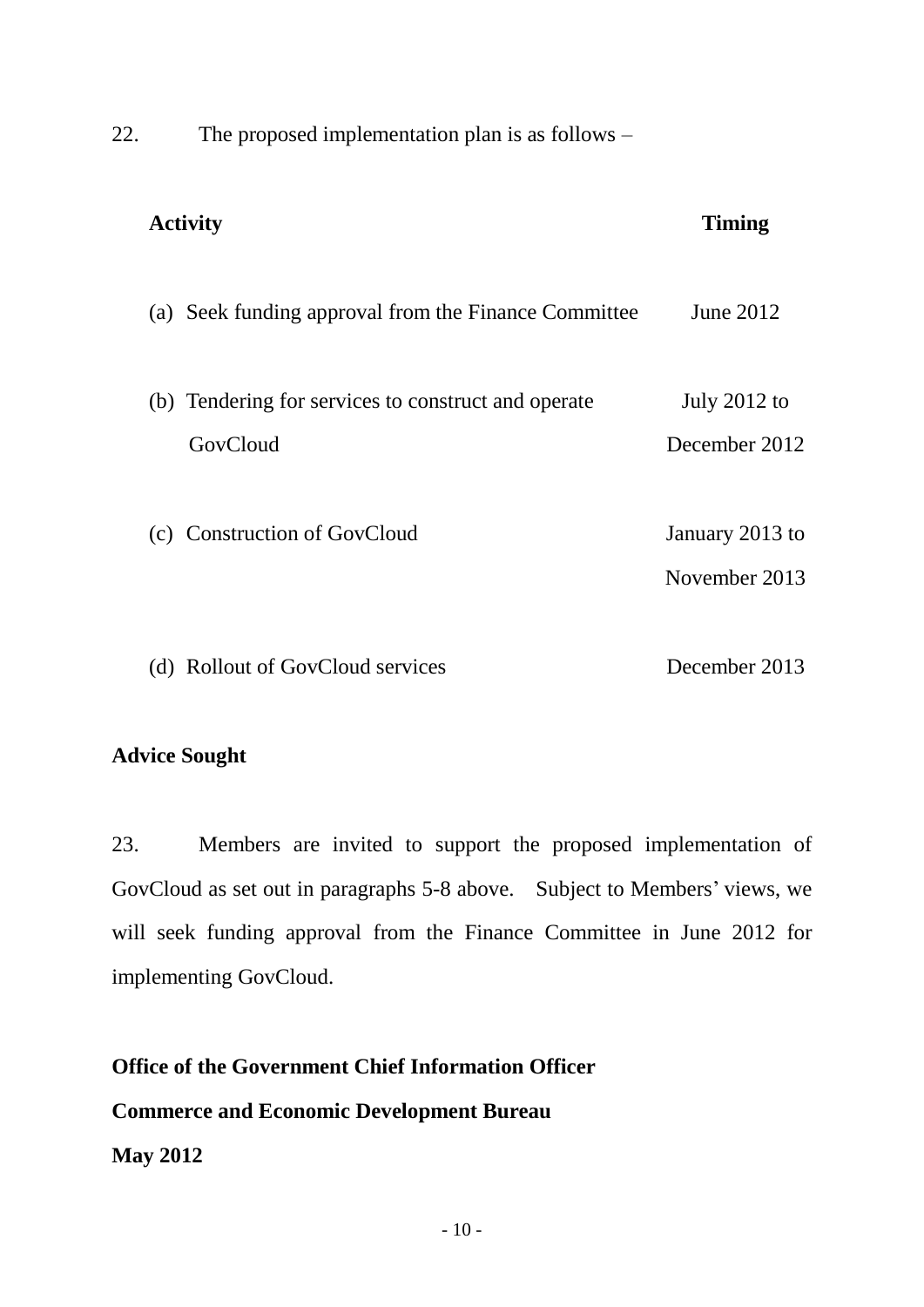22. The proposed implementation plan is as follows –

| Activity | Timing |
|---|---|
| (a) Seek funding approval from the Finance Committee | June 2012 |
| (b) Tendering for services to construct and operate GovCloud | July 2012 to December 2012 |
| (c) Construction of GovCloud | January 2013 to November 2013 |
| (d) Rollout of GovCloud services | December 2013 |

**Advice Sought**

23. Members are invited to support the proposed implementation of GovCloud as set out in paragraphs 5-8 above. Subject to Members' views, we will seek funding approval from the Finance Committee in June 2012 for implementing GovCloud.

**Office of the Government Chief Information Officer**
**Commerce and Economic Development Bureau**
**May 2012**